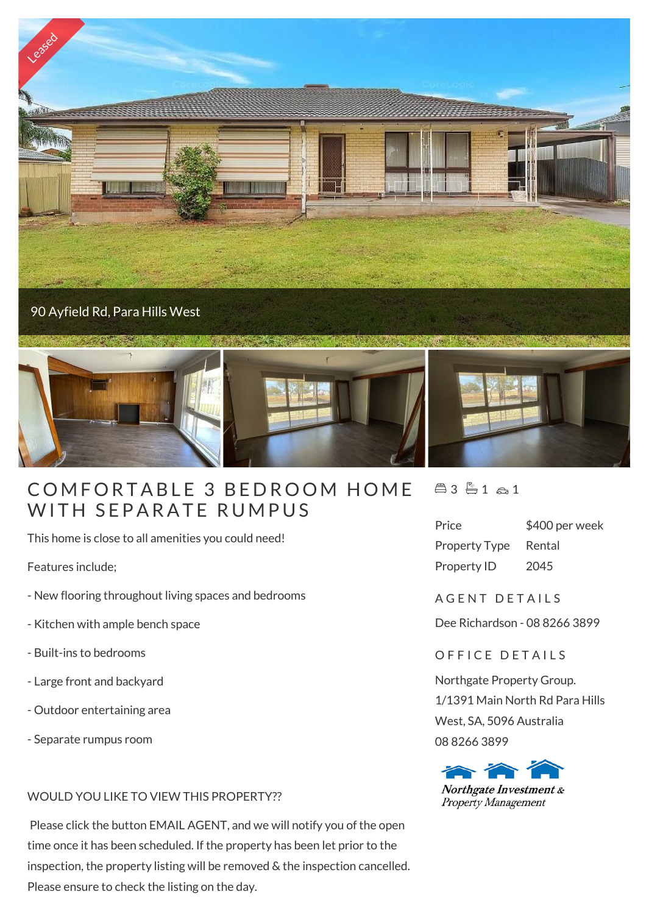Leased

90 Ayfield Rd, Para Hills West

# COMFORTABLE 3 BEDROOM HOME WITH SEPARATE RUMPUS

This home is close to all amenities you could need!

Features include;

- New flooring throughout living spaces and bedrooms

- Kitchen with ample bench space

- Built-ins to bedrooms

- Large front and backyard

- Outdoor entertaining area

- Separate rumpus room

WOULD YOU LIKE TO VIEW THIS PROPERTY??

Please click the button EMAIL AGENT, and we will notify you of the open time once it has been scheduled. If the property has been let prior to the inspection, the property listing will be removed & the inspection cancelled. Please ensure to check the listing on the day.

3 1 1

| | |
|---|---|
| Price | $400 per week |
| Property Type | Rental |
| Property ID | 2045 |

## AGENT DETAILS

Dee Richardson - 08 8266 3899

## OFFICE DETAILS

Northgate Property Group.
1/1391 Main North Rd Para Hills West, SA, 5096 Australia
08 8266 3899

*Northgate Investment & Property Management*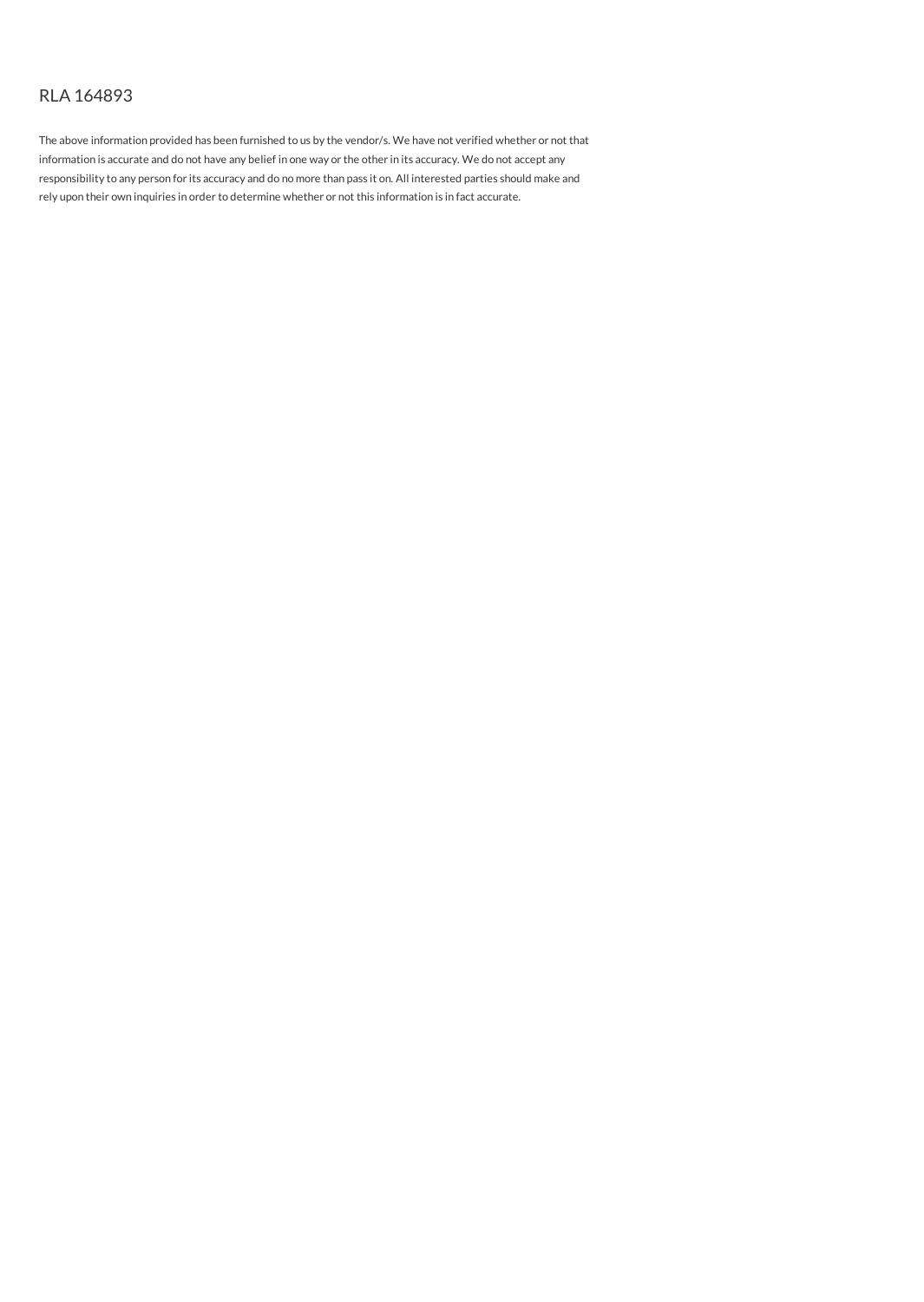RLA 164893

The above information provided has been furnished to us by the vendor/s. We have not verified whether or not that information is accurate and do not have any belief in one way or the other in its accuracy. We do not accept any responsibility to any person for its accuracy and do no more than pass it on. All interested parties should make and rely upon their own inquiries in order to determine whether or not this information is in fact accurate.